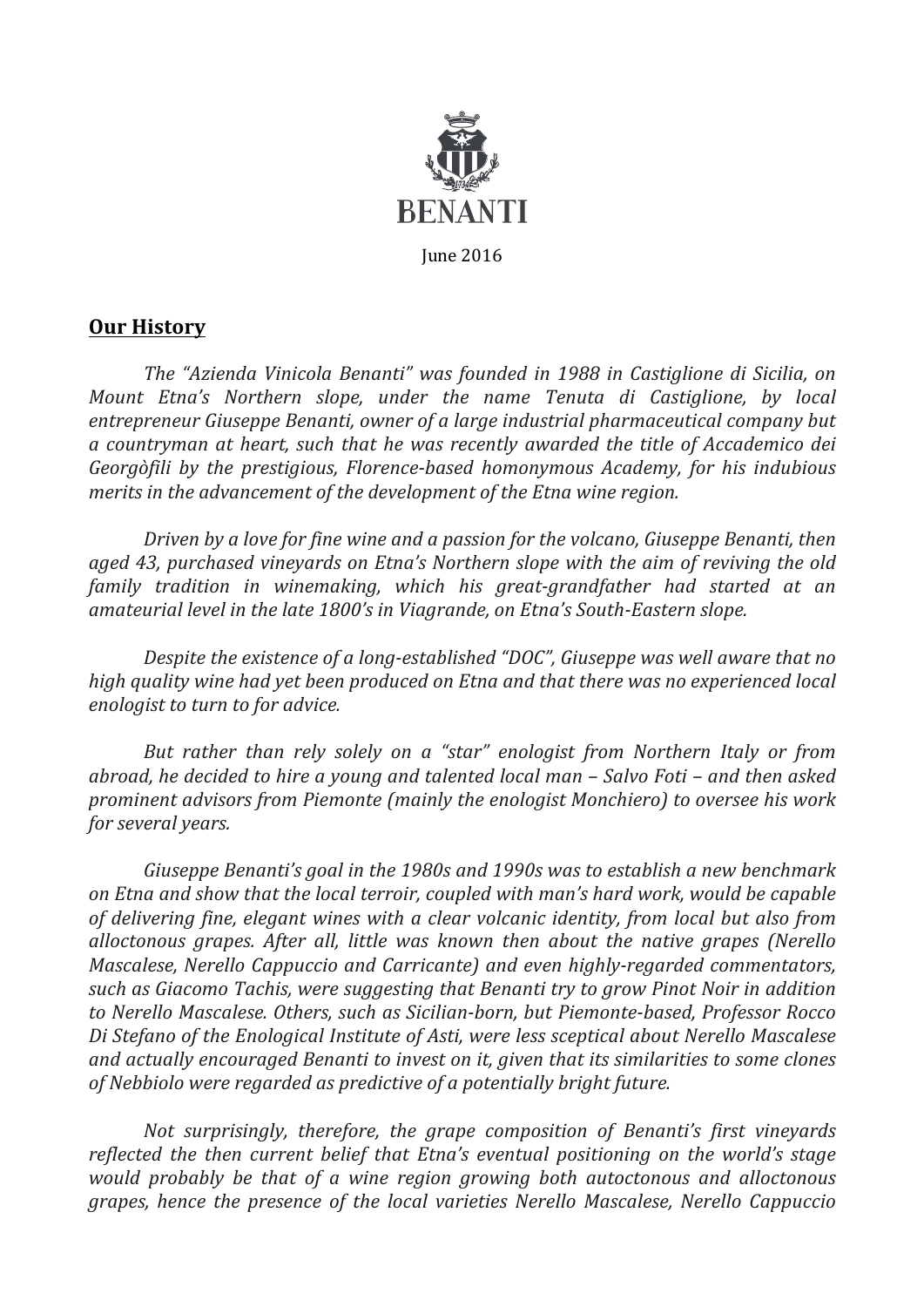BENANTI

June 2016

## Our History

*The "Azienda Vinicola Benanti" was founded in 1988 in Castiglione di Sicilia, on Mount Etna's Northern slope, under the name Tenuta di Castiglione, by local entrepreneur Giuseppe Benanti, owner of a large industrial pharmaceutical company but a countryman at heart, such that he was recently awarded the title of Accademico dei Georgòfili by the prestigious, Florence-based homonymous Academy, for his indubious merits in the advancement of the development of the Etna wine region.*

*Driven by a love for fine wine and a passion for the volcano, Giuseppe Benanti, then aged 43, purchased vineyards on Etna's Northern slope with the aim of reviving the old family tradition in winemaking, which his great-grandfather had started at an amateurial level in the late 1800's in Viagrande, on Etna's South-Eastern slope.*

*Despite the existence of a long-established "DOC", Giuseppe was well aware that no high quality wine had yet been produced on Etna and that there was no experienced local enologist to turn to for advice.*

*But rather than rely solely on a "star" enologist from Northern Italy or from abroad, he decided to hire a young and talented local man – Salvo Foti – and then asked prominent advisors from Piemonte (mainly the enologist Monchiero) to oversee his work for several years.*

*Giuseppe Benanti's goal in the 1980s and 1990s was to establish a new benchmark on Etna and show that the local terroir, coupled with man's hard work, would be capable of delivering fine, elegant wines with a clear volcanic identity, from local but also from alloctonous grapes. After all, little was known then about the native grapes (Nerello Mascalese, Nerello Cappuccio and Carricante) and even highly-regarded commentators, such as Giacomo Tachis, were suggesting that Benanti try to grow Pinot Noir in addition to Nerello Mascalese. Others, such as Sicilian-born, but Piemonte-based, Professor Rocco Di Stefano of the Enological Institute of Asti, were less sceptical about Nerello Mascalese and actually encouraged Benanti to invest on it, given that its similarities to some clones of Nebbiolo were regarded as predictive of a potentially bright future.*

*Not surprisingly, therefore, the grape composition of Benanti's first vineyards reflected the then current belief that Etna's eventual positioning on the world's stage would probably be that of a wine region growing both autoctonous and alloctonous grapes, hence the presence of the local varieties Nerello Mascalese, Nerello Cappuccio*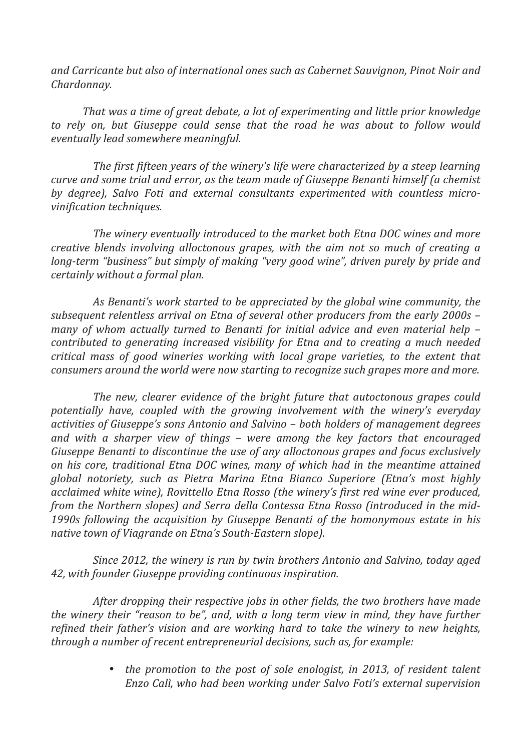*and Carricante but also of international ones such as Cabernet Sauvignon, Pinot Noir and Chardonnay.*

*That was a time of great debate, a lot of experimenting and little prior knowledge to rely on, but Giuseppe could sense that the road he was about to follow would eventually lead somewhere meaningful.*

*The first fifteen years of the winery's life were characterized by a steep learning curve and some trial and error, as the team made of Giuseppe Benanti himself (a chemist by degree), Salvo Foti and external consultants experimented with countless micro-vinification techniques.*

*The winery eventually introduced to the market both Etna DOC wines and more creative blends involving alloctonous grapes, with the aim not so much of creating a long-term "business" but simply of making "very good wine", driven purely by pride and certainly without a formal plan.*

*As Benanti's work started to be appreciated by the global wine community, the subsequent relentless arrival on Etna of several other producers from the early 2000s – many of whom actually turned to Benanti for initial advice and even material help – contributed to generating increased visibility for Etna and to creating a much needed critical mass of good wineries working with local grape varieties, to the extent that consumers around the world were now starting to recognize such grapes more and more.*

*The new, clearer evidence of the bright future that autoctonous grapes could potentially have, coupled with the growing involvement with the winery's everyday activities of Giuseppe's sons Antonio and Salvino – both holders of management degrees and with a sharper view of things – were among the key factors that encouraged Giuseppe Benanti to discontinue the use of any alloctonous grapes and focus exclusively on his core, traditional Etna DOC wines, many of which had in the meantime attained global notoriety, such as Pietra Marina Etna Bianco Superiore (Etna's most highly acclaimed white wine), Rovittello Etna Rosso (the winery's first red wine ever produced, from the Northern slopes) and Serra della Contessa Etna Rosso (introduced in the mid-1990s following the acquisition by Giuseppe Benanti of the homonymous estate in his native town of Viagrande on Etna's South-Eastern slope).*

*Since 2012, the winery is run by twin brothers Antonio and Salvino, today aged 42, with founder Giuseppe providing continuous inspiration.*

*After dropping their respective jobs in other fields, the two brothers have made the winery their "reason to be", and, with a long term view in mind, they have further refined their father's vision and are working hard to take the winery to new heights, through a number of recent entrepreneurial decisions, such as, for example:*

- *the promotion to the post of sole enologist, in 2013, of resident talent Enzo Calì, who had been working under Salvo Foti's external supervision*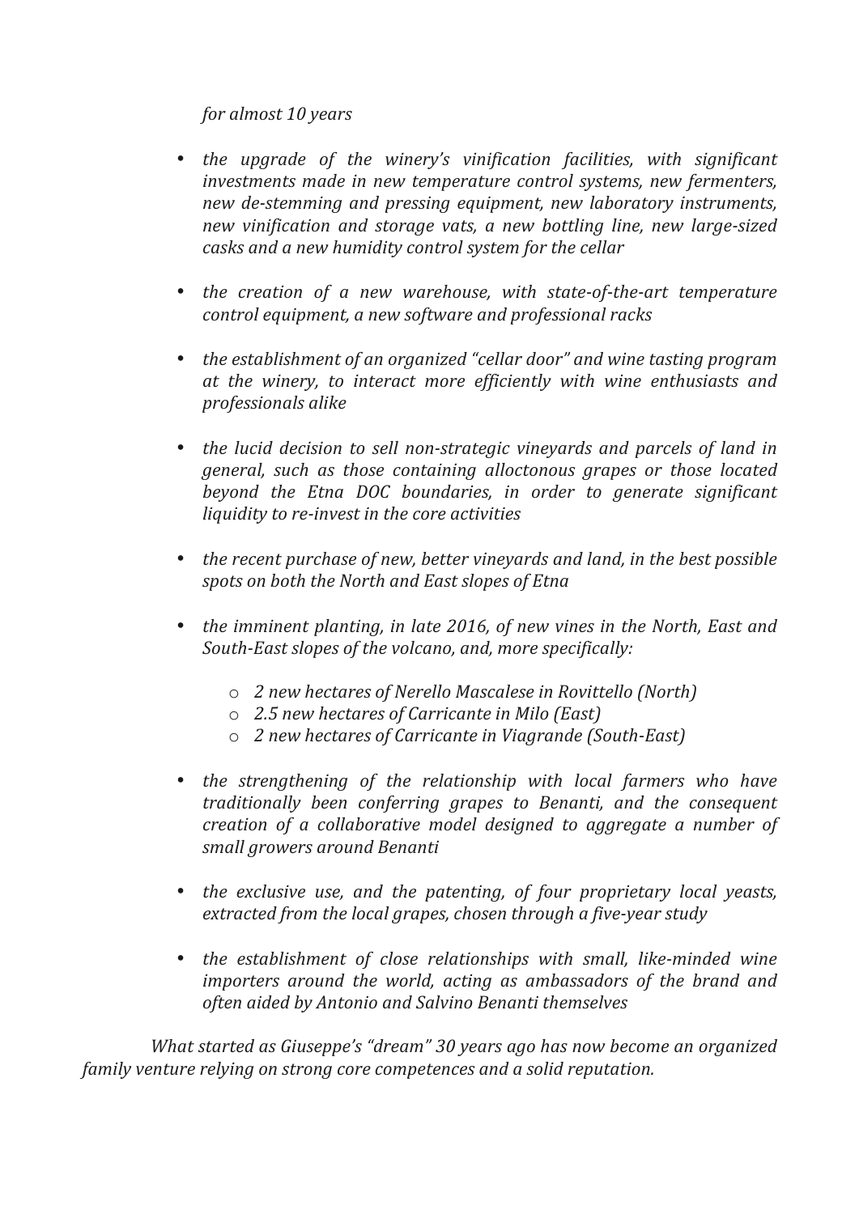*for almost 10 years*

- *the upgrade of the winery's vinification facilities, with significant investments made in new temperature control systems, new fermenters, new de-stemming and pressing equipment, new laboratory instruments, new vinification and storage vats, a new bottling line, new large-sized casks and a new humidity control system for the cellar*

- *the creation of a new warehouse, with state-of-the-art temperature control equipment, a new software and professional racks*

- *the establishment of an organized "cellar door" and wine tasting program at the winery, to interact more efficiently with wine enthusiasts and professionals alike*

- *the lucid decision to sell non-strategic vineyards and parcels of land in general, such as those containing alloctonous grapes or those located beyond the Etna DOC boundaries, in order to generate significant liquidity to re-invest in the core activities*

- *the recent purchase of new, better vineyards and land, in the best possible spots on both the North and East slopes of Etna*

- *the imminent planting, in late 2016, of new vines in the North, East and South-East slopes of the volcano, and, more specifically:*
    - *2 new hectares of Nerello Mascalese in Rovittello (North)*
    - *2.5 new hectares of Carricante in Milo (East)*
    - *2 new hectares of Carricante in Viagrande (South-East)*

- *the strengthening of the relationship with local farmers who have traditionally been conferring grapes to Benanti, and the consequent creation of a collaborative model designed to aggregate a number of small growers around Benanti*

- *the exclusive use, and the patenting, of four proprietary local yeasts, extracted from the local grapes, chosen through a five-year study*

- *the establishment of close relationships with small, like-minded wine importers around the world, acting as ambassadors of the brand and often aided by Antonio and Salvino Benanti themselves*

*What started as Giuseppe's "dream" 30 years ago has now become an organized family venture relying on strong core competences and a solid reputation.*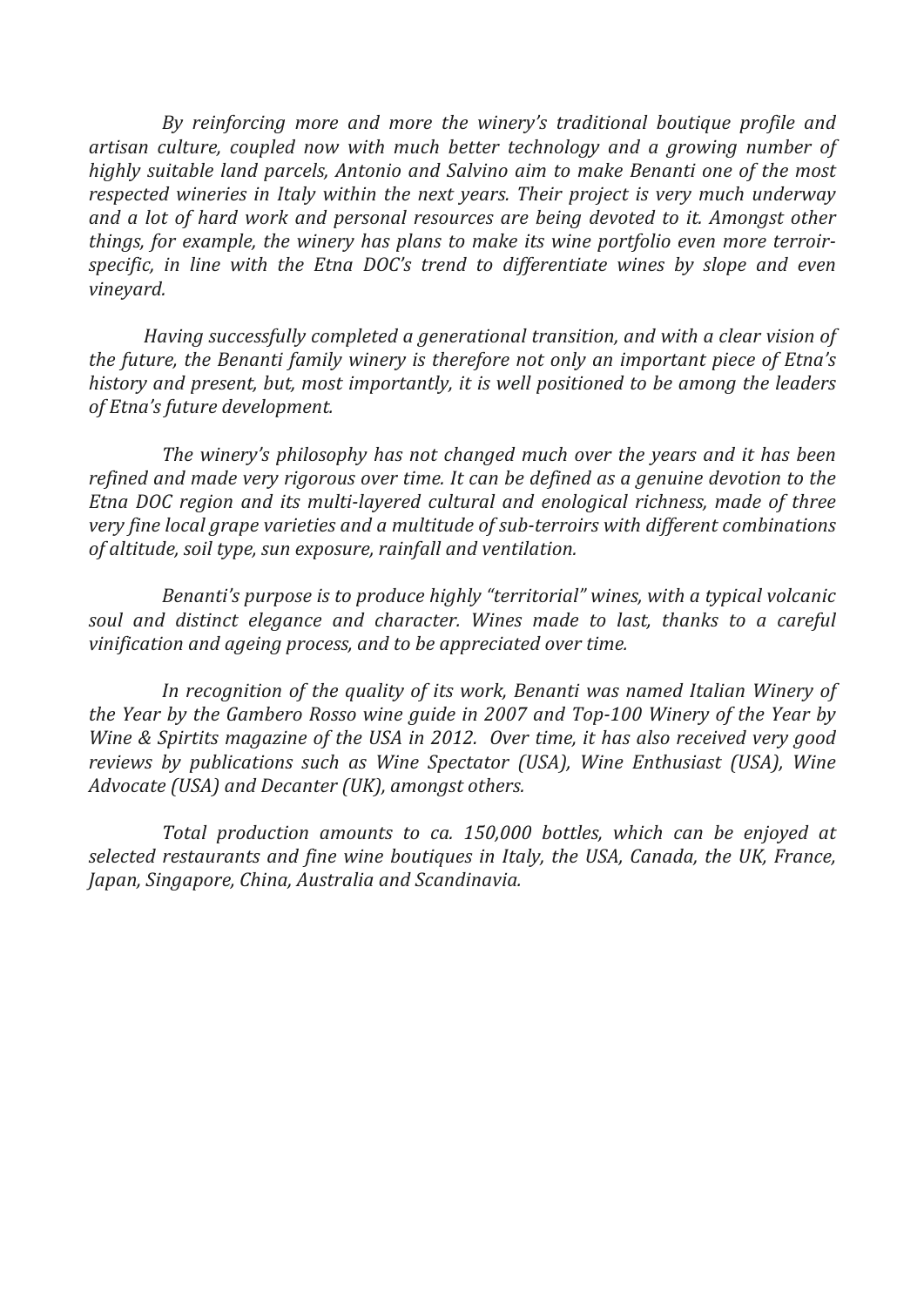*By reinforcing more and more the winery's traditional boutique profile and artisan culture, coupled now with much better technology and a growing number of highly suitable land parcels, Antonio and Salvino aim to make Benanti one of the most respected wineries in Italy within the next years. Their project is very much underway and a lot of hard work and personal resources are being devoted to it. Amongst other things, for example, the winery has plans to make its wine portfolio even more terroir-specific, in line with the Etna DOC's trend to differentiate wines by slope and even vineyard.*

*Having successfully completed a generational transition, and with a clear vision of the future, the Benanti family winery is therefore not only an important piece of Etna's history and present, but, most importantly, it is well positioned to be among the leaders of Etna's future development.*

*The winery's philosophy has not changed much over the years and it has been refined and made very rigorous over time. It can be defined as a genuine devotion to the Etna DOC region and its multi-layered cultural and enological richness, made of three very fine local grape varieties and a multitude of sub-terroirs with different combinations of altitude, soil type, sun exposure, rainfall and ventilation.*

*Benanti's purpose is to produce highly "territorial" wines, with a typical volcanic soul and distinct elegance and character. Wines made to last, thanks to a careful vinification and ageing process, and to be appreciated over time.*

*In recognition of the quality of its work, Benanti was named Italian Winery of the Year by the Gambero Rosso wine guide in 2007 and Top-100 Winery of the Year by Wine & Spirtits magazine of the USA in 2012. Over time, it has also received very good reviews by publications such as Wine Spectator (USA), Wine Enthusiast (USA), Wine Advocate (USA) and Decanter (UK), amongst others.*

*Total production amounts to ca. 150,000 bottles, which can be enjoyed at selected restaurants and fine wine boutiques in Italy, the USA, Canada, the UK, France, Japan, Singapore, China, Australia and Scandinavia.*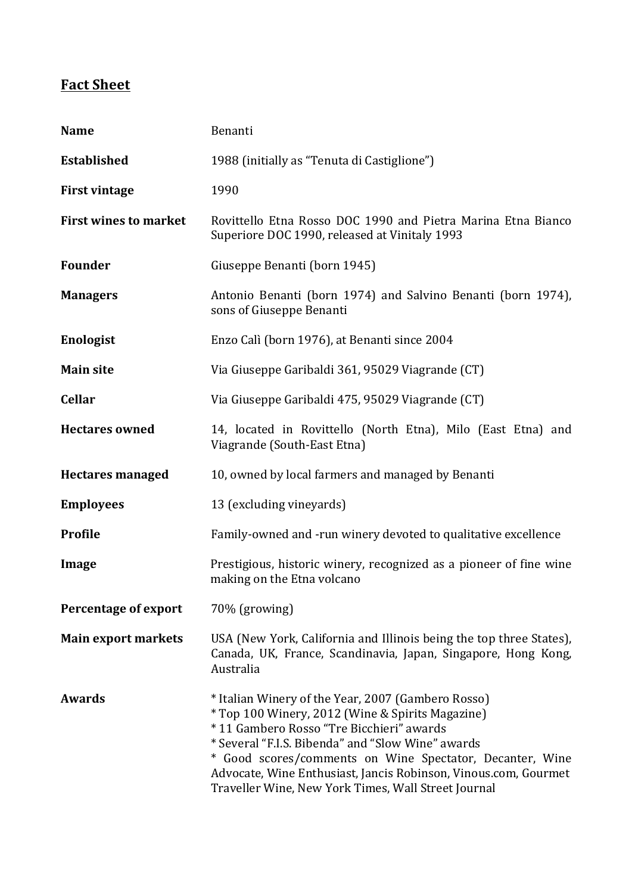## Fact Sheet

| | |
|---|---|
| **Name** | Benanti |
| **Established** | 1988 (initially as "Tenuta di Castiglione") |
| **First vintage** | 1990 |
| **First wines to market** | Rovittello Etna Rosso DOC 1990 and Pietra Marina Etna Bianco Superiore DOC 1990, released at Vinitaly 1993 |
| **Founder** | Giuseppe Benanti (born 1945) |
| **Managers** | Antonio Benanti (born 1974) and Salvino Benanti (born 1974), sons of Giuseppe Benanti |
| **Enologist** | Enzo Calì (born 1976), at Benanti since 2004 |
| **Main site** | Via Giuseppe Garibaldi 361, 95029 Viagrande (CT) |
| **Cellar** | Via Giuseppe Garibaldi 475, 95029 Viagrande (CT) |
| **Hectares owned** | 14, located in Rovittello (North Etna), Milo (East Etna) and Viagrande (South-East Etna) |
| **Hectares managed** | 10, owned by local farmers and managed by Benanti |
| **Employees** | 13 (excluding vineyards) |
| **Profile** | Family-owned and -run winery devoted to qualitative excellence |
| **Image** | Prestigious, historic winery, recognized as a pioneer of fine wine making on the Etna volcano |
| **Percentage of export** | 70% (growing) |
| **Main export markets** | USA (New York, California and Illinois being the top three States), Canada, UK, France, Scandinavia, Japan, Singapore, Hong Kong, Australia |
| **Awards** | * Italian Winery of the Year, 2007 (Gambero Rosso)<br>* Top 100 Winery, 2012 (Wine & Spirits Magazine)<br>* 11 Gambero Rosso "Tre Bicchieri" awards<br>* Several "F.I.S. Bibenda" and "Slow Wine" awards<br>* Good scores/comments on Wine Spectator, Decanter, Wine Advocate, Wine Enthusiast, Jancis Robinson, Vinous.com, Gourmet Traveller Wine, New York Times, Wall Street Journal |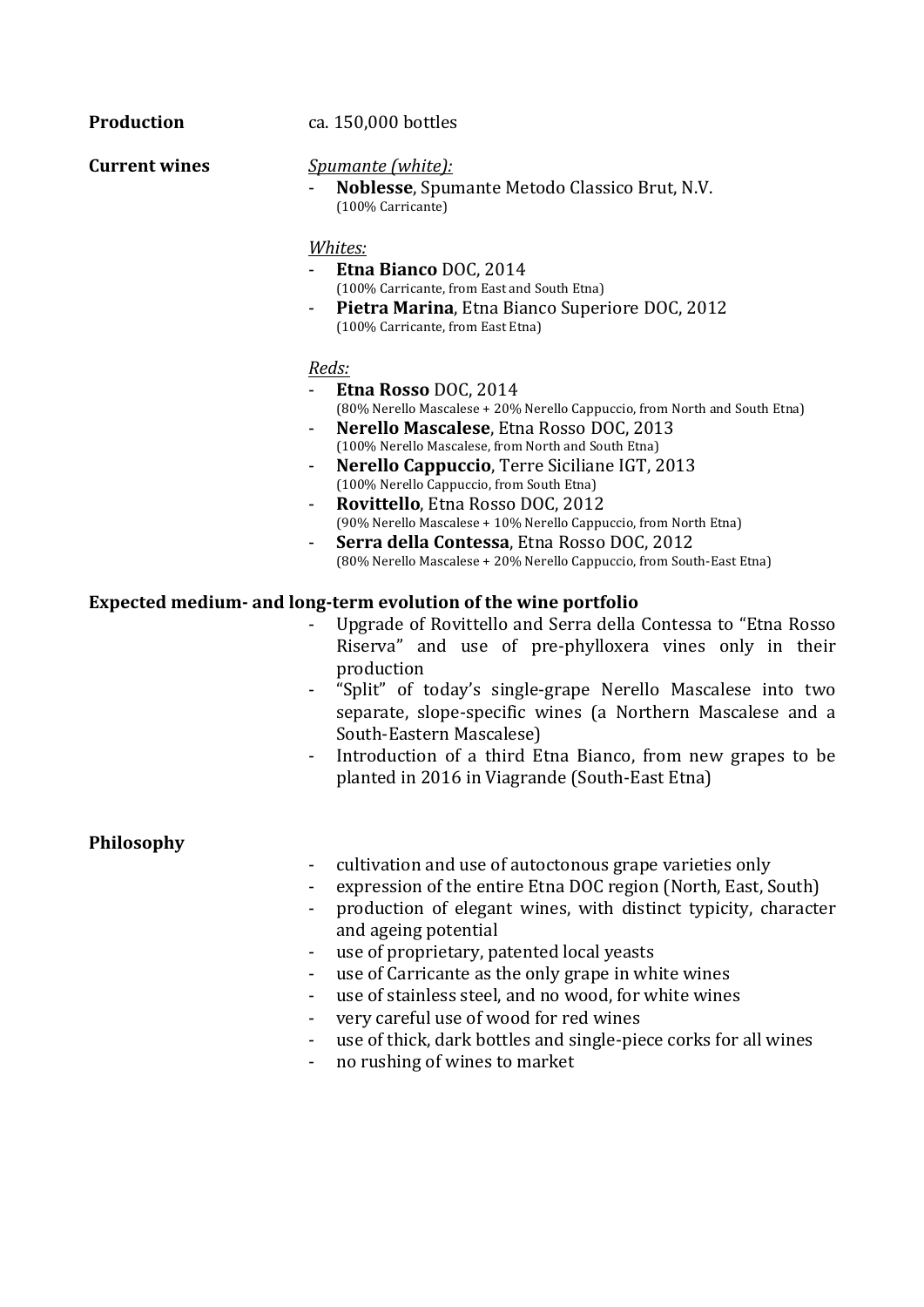**Production** ca. 150,000 bottles

**Current wines**

*Spumante (white):*

- **Noblesse**, Spumante Metodo Classico Brut, N.V.
  (100% Carricante)

*Whites:*

- **Etna Bianco** DOC, 2014
  (100% Carricante, from East and South Etna)
- **Pietra Marina**, Etna Bianco Superiore DOC, 2012
  (100% Carricante, from East Etna)

*Reds:*

- **Etna Rosso** DOC, 2014
  (80% Nerello Mascalese + 20% Nerello Cappuccio, from North and South Etna)
- **Nerello Mascalese**, Etna Rosso DOC, 2013
  (100% Nerello Mascalese, from North and South Etna)
- **Nerello Cappuccio**, Terre Siciliane IGT, 2013
  (100% Nerello Cappuccio, from South Etna)
- **Rovittello**, Etna Rosso DOC, 2012
  (90% Nerello Mascalese + 10% Nerello Cappuccio, from North Etna)
- **Serra della Contessa**, Etna Rosso DOC, 2012
  (80% Nerello Mascalese + 20% Nerello Cappuccio, from South-East Etna)

**Expected medium- and long-term evolution of the wine portfolio**

- Upgrade of Rovittello and Serra della Contessa to "Etna Rosso Riserva" and use of pre-phylloxera vines only in their production
- "Split" of today's single-grape Nerello Mascalese into two separate, slope-specific wines (a Northern Mascalese and a South-Eastern Mascalese)
- Introduction of a third Etna Bianco, from new grapes to be planted in 2016 in Viagrande (South-East Etna)

**Philosophy**

- cultivation and use of autoctonous grape varieties only
- expression of the entire Etna DOC region (North, East, South)
- production of elegant wines, with distinct typicity, character and ageing potential
- use of proprietary, patented local yeasts
- use of Carricante as the only grape in white wines
- use of stainless steel, and no wood, for white wines
- very careful use of wood for red wines
- use of thick, dark bottles and single-piece corks for all wines
- no rushing of wines to market